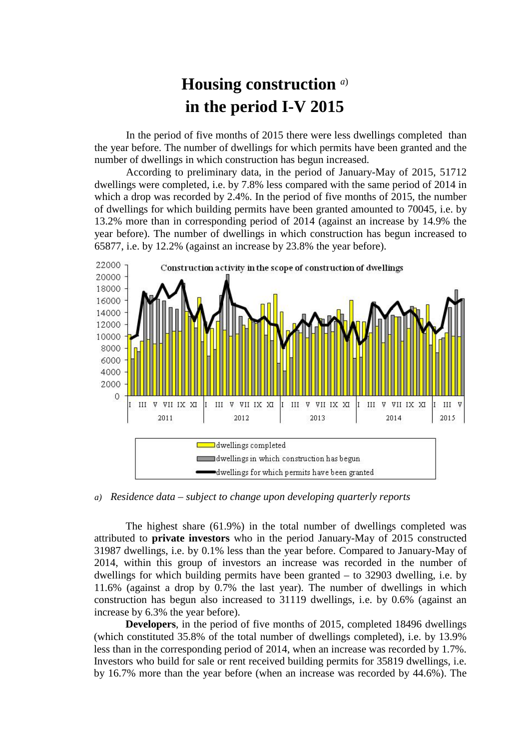# Housing construction [a]
# in the period I-V 2015

In the period of five months of 2015 there were less dwellings completed than the year before. The number of dwellings for which permits have been granted and the number of dwellings in which construction has begun increased.

According to preliminary data, in the period of January-May of 2015, 51712 dwellings were completed, i.e. by 7.8% less compared with the same period of 2014 in which a drop was recorded by 2.4%. In the period of five months of 2015, the number of dwellings for which building permits have been granted amounted to 70045, i.e. by 13.2% more than in corresponding period of 2014 (against an increase by 14.9% the year before). The number of dwellings in which construction has begun increased to 65877, i.e. by 12.2% (against an increase by 23.8% the year before).

Construction activity in the scope of construction of dwellings

- dwellings completed
- dwellings in which construction has begun
- dwellings for which permits have been granted

*a) Residence data – subject to change upon developing quarterly reports*

The highest share (61.9%) in the total number of dwellings completed was attributed to **private investors** who in the period January-May of 2015 constructed 31987 dwellings, i.e. by 0.1% less than the year before. Compared to January-May of 2014, within this group of investors an increase was recorded in the number of dwellings for which building permits have been granted – to 32903 dwelling, i.e. by 11.6% (against a drop by 0.7% the last year). The number of dwellings in which construction has begun also increased to 31119 dwellings, i.e. by 0.6% (against an increase by 6.3% the year before).

**Developers**, in the period of five months of 2015, completed 18496 dwellings (which constituted 35.8% of the total number of dwellings completed), i.e. by 13.9% less than in the corresponding period of 2014, when an increase was recorded by 1.7%. Investors who build for sale or rent received building permits for 35819 dwellings, i.e. by 16.7% more than the year before (when an increase was recorded by 44.6%). The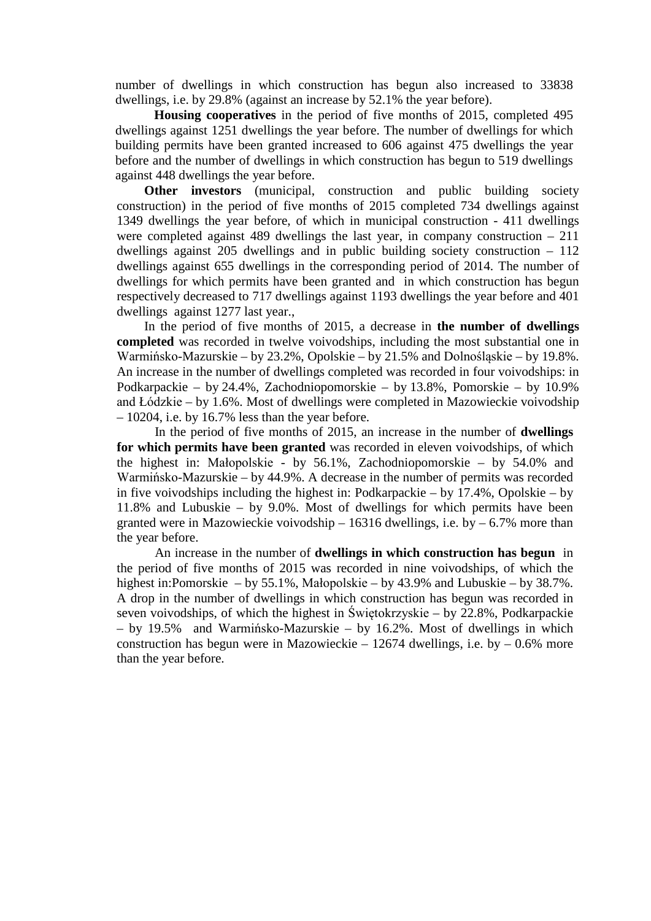number of dwellings in which construction has begun also increased to 33838 dwellings, i.e. by 29.8% (against an increase by 52.1% the year before).

**Housing cooperatives** in the period of five months of 2015, completed 495 dwellings against 1251 dwellings the year before. The number of dwellings for which building permits have been granted increased to 606 against 475 dwellings the year before and the number of dwellings in which construction has begun to 519 dwellings against 448 dwellings the year before.

**Other investors** (municipal, construction and public building society construction) in the period of five months of 2015 completed 734 dwellings against 1349 dwellings the year before, of which in municipal construction - 411 dwellings were completed against 489 dwellings the last year, in company construction – 211 dwellings against 205 dwellings and in public building society construction – 112 dwellings against 655 dwellings in the corresponding period of 2014. The number of dwellings for which permits have been granted and in which construction has begun respectively decreased to 717 dwellings against 1193 dwellings the year before and 401 dwellings against 1277 last year.,

In the period of five months of 2015, a decrease in **the number of dwellings completed** was recorded in twelve voivodships, including the most substantial one in Warmińsko-Mazurskie – by 23.2%, Opolskie – by 21.5% and Dolnośląskie – by 19.8%. An increase in the number of dwellings completed was recorded in four voivodships: in Podkarpackie – by 24.4%, Zachodniopomorskie – by 13.8%, Pomorskie – by 10.9% and Łódzkie – by 1.6%. Most of dwellings were completed in Mazowieckie voivodship – 10204, i.e. by 16.7% less than the year before.

In the period of five months of 2015, an increase in the number of **dwellings for which permits have been granted** was recorded in eleven voivodships, of which the highest in: Małopolskie - by 56.1%, Zachodniopomorskie – by 54.0% and Warmińsko-Mazurskie – by 44.9%. A decrease in the number of permits was recorded in five voivodships including the highest in: Podkarpackie – by 17.4%, Opolskie – by 11.8% and Lubuskie – by 9.0%. Most of dwellings for which permits have been granted were in Mazowieckie voivodship – 16316 dwellings, i.e. by – 6.7% more than the year before.

An increase in the number of **dwellings in which construction has begun** in the period of five months of 2015 was recorded in nine voivodships, of which the highest in:Pomorskie – by 55.1%, Małopolskie – by 43.9% and Lubuskie – by 38.7%. A drop in the number of dwellings in which construction has begun was recorded in seven voivodships, of which the highest in Świętokrzyskie – by 22.8%, Podkarpackie – by 19.5% and Warmińsko-Mazurskie – by 16.2%. Most of dwellings in which construction has begun were in Mazowieckie – 12674 dwellings, i.e. by – 0.6% more than the year before.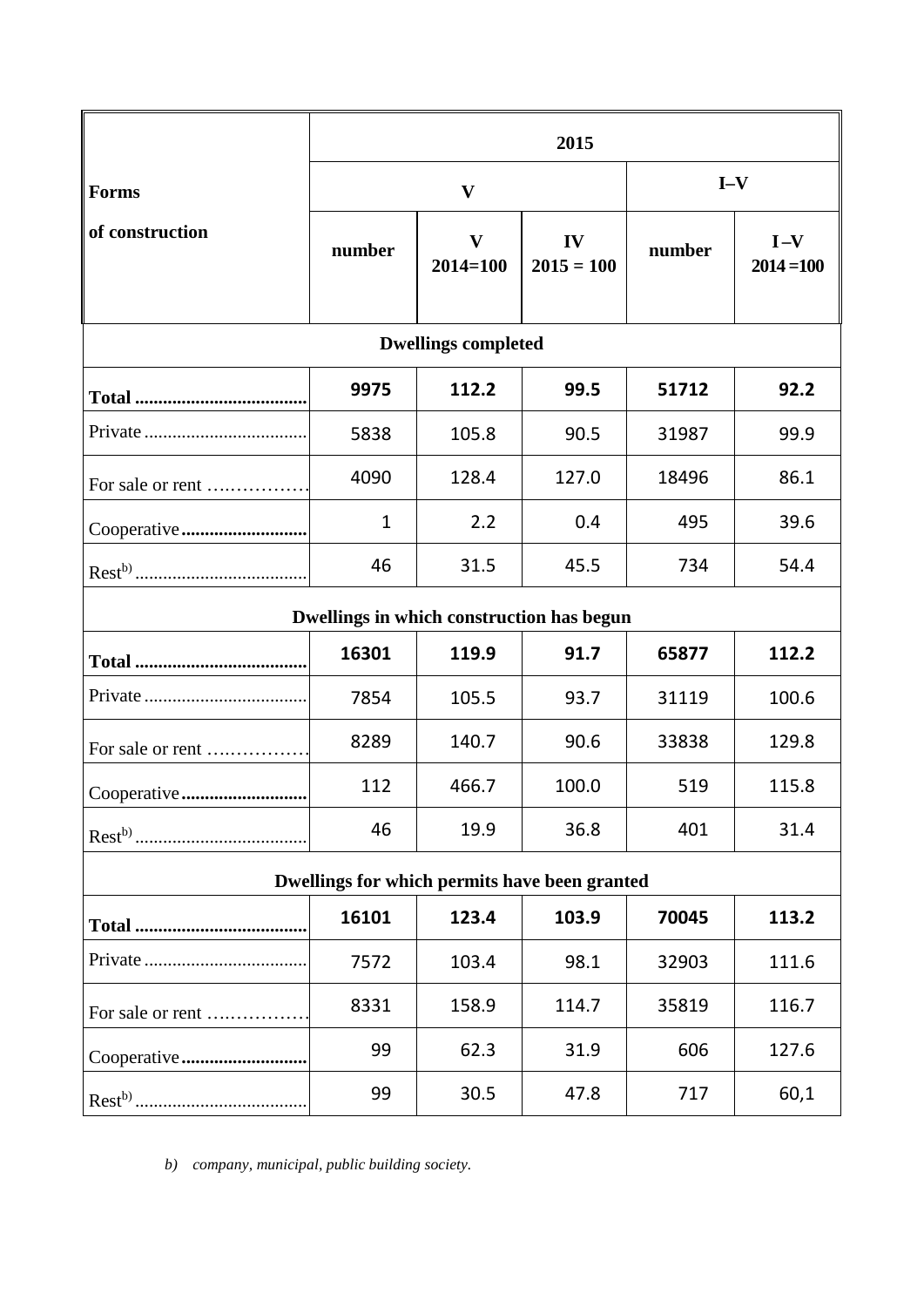| Forms of construction | 2015 | | | | |
|---|---|---|---|---|---|
| | V | | | I–V | |
| | number | V 2014=100 | IV 2015 = 100 | number | I –V 2014 =100 |
| **Dwellings completed** | | | | | |
| **Total** | **9975** | **112.2** | **99.5** | **51712** | **92.2** |
| Private | 5838 | 105.8 | 90.5 | 31987 | 99.9 |
| For sale or rent | 4090 | 128.4 | 127.0 | 18496 | 86.1 |
| Cooperative | 1 | 2.2 | 0.4 | 495 | 39.6 |
| Rest[b)] | 46 | 31.5 | 45.5 | 734 | 54.4 |
| **Dwellings in which construction has begun** | | | | | |
| **Total** | **16301** | **119.9** | **91.7** | **65877** | **112.2** |
| Private | 7854 | 105.5 | 93.7 | 31119 | 100.6 |
| For sale or rent | 8289 | 140.7 | 90.6 | 33838 | 129.8 |
| Cooperative | 112 | 466.7 | 100.0 | 519 | 115.8 |
| Rest[b)] | 46 | 19.9 | 36.8 | 401 | 31.4 |
| **Dwellings for which permits have been granted** | | | | | |
| **Total** | **16101** | **123.4** | **103.9** | **70045** | **113.2** |
| Private | 7572 | 103.4 | 98.1 | 32903 | 111.6 |
| For sale or rent | 8331 | 158.9 | 114.7 | 35819 | 116.7 |
| Cooperative | 99 | 62.3 | 31.9 | 606 | 127.6 |
| Rest[b)] | 99 | 30.5 | 47.8 | 717 | 60,1 |

*b) company, municipal, public building society.*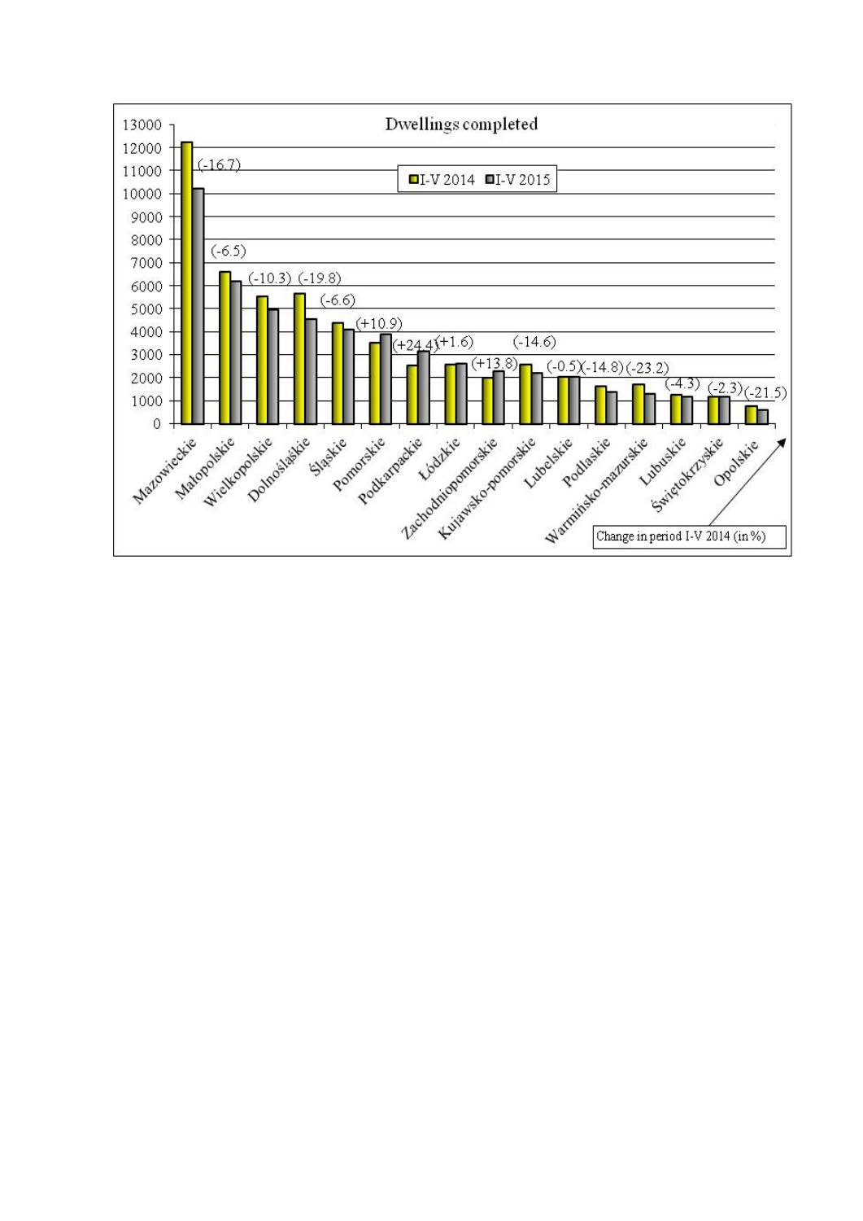**Dwellings completed**

Legend: I-V 2014, I-V 2015

Change in period I-V 2014 (in %)

| Voivodship | Change in period I-V 2014 (in %) |
|---|---|
| Mazowieckie | (-16.7) |
| Małopolskie | (-6.5) |
| Wielkopolskie | (-10.3) |
| Dolnośląskie | (-19.8) |
| Śląskie | (-6.6) |
| Pomorskie | (+10.9) |
| Podkarpackie | (+24.4) |
| Łódzkie | (+1.6) |
| Zachodniopomorskie | (+13.8) |
| Kujawsko-pomorskie | (-14.6) |
| Lubelskie | (-0.5) |
| Podlaskie | (-14.8) |
| Warmińsko-mazurskie | (-23.2) |
| Lubuskie | (-4.3) |
| Świętokrzyskie | (-2.3) |
| Opolskie | (-21.5) |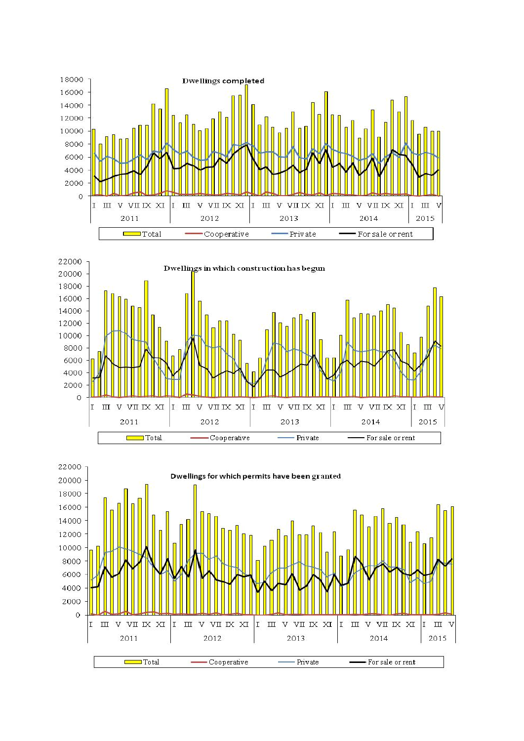Dwellings completed

18000
16000
14000
12000
10000
8000
6000
4000
2000
0

I III V VII IX XI I III V VII IX XI I III V VII IX XI I III V VII IX XI I III V

2011 2012 2013 2014 2015

Total Cooperative Private For sale or rent

Dwellings in which construction has begun

22000
20000
18000
16000
14000
12000
10000
8000
6000
4000
2000
0

I III V VII IX XI I III V VII IX XI I III V VII IX XI I III V VII IX XI I III V

2011 2012 2013 2014 2015

Total Cooperative Private For sale or rent

Dwellings for which permits have been granted

22000
20000
18000
16000
14000
12000
10000
8000
6000
4000
2000
0

I III V VII IX XI I III V VII IX XI I III V VII IX XI I III V VII IX XI I III V

2011 2012 2013 2014 2015

Total Cooperative Private For sale or rent